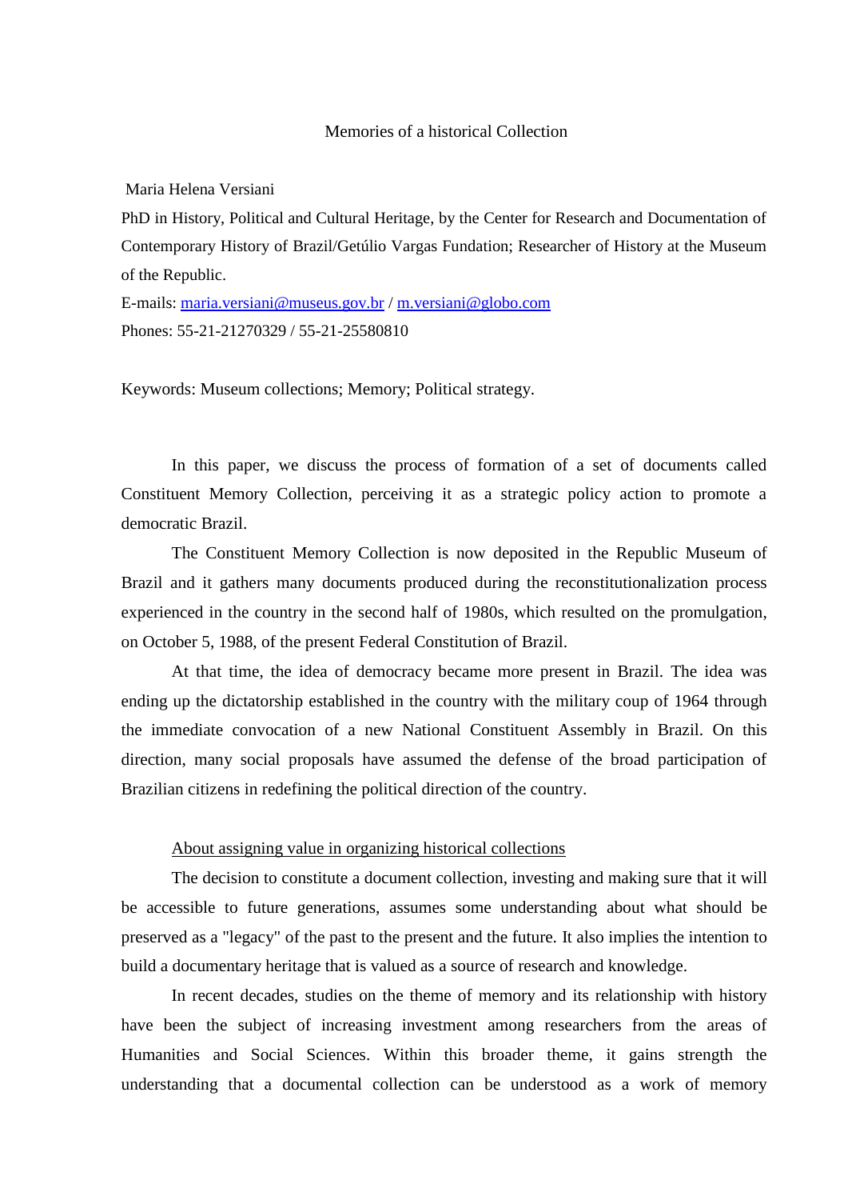# Memories of a historical Collection

Maria Helena Versiani

PhD in History, Political and Cultural Heritage, by the Center for Research and Documentation of Contemporary History of Brazil/Getúlio Vargas Fundation; Researcher of History at the Museum of the Republic.

E-mails: maria.versiani@museus.gov.br / m.versiani@globo.com

Phones: 55-21-21270329 / 55-21-25580810

Keywords: Museum collections; Memory; Political strategy.

In this paper, we discuss the process of formation of a set of documents called Constituent Memory Collection, perceiving it as a strategic policy action to promote a democratic Brazil.

The Constituent Memory Collection is now deposited in the Republic Museum of Brazil and it gathers many documents produced during the reconstitutionalization process experienced in the country in the second half of 1980s, which resulted on the promulgation, on October 5, 1988, of the present Federal Constitution of Brazil.

At that time, the idea of democracy became more present in Brazil. The idea was ending up the dictatorship established in the country with the military coup of 1964 through the immediate convocation of a new National Constituent Assembly in Brazil. On this direction, many social proposals have assumed the defense of the broad participation of Brazilian citizens in redefining the political direction of the country.

## About assigning value in organizing historical collections

The decision to constitute a document collection, investing and making sure that it will be accessible to future generations, assumes some understanding about what should be preserved as a "legacy" of the past to the present and the future. It also implies the intention to build a documentary heritage that is valued as a source of research and knowledge.

In recent decades, studies on the theme of memory and its relationship with history have been the subject of increasing investment among researchers from the areas of Humanities and Social Sciences. Within this broader theme, it gains strength the understanding that a documental collection can be understood as a work of memory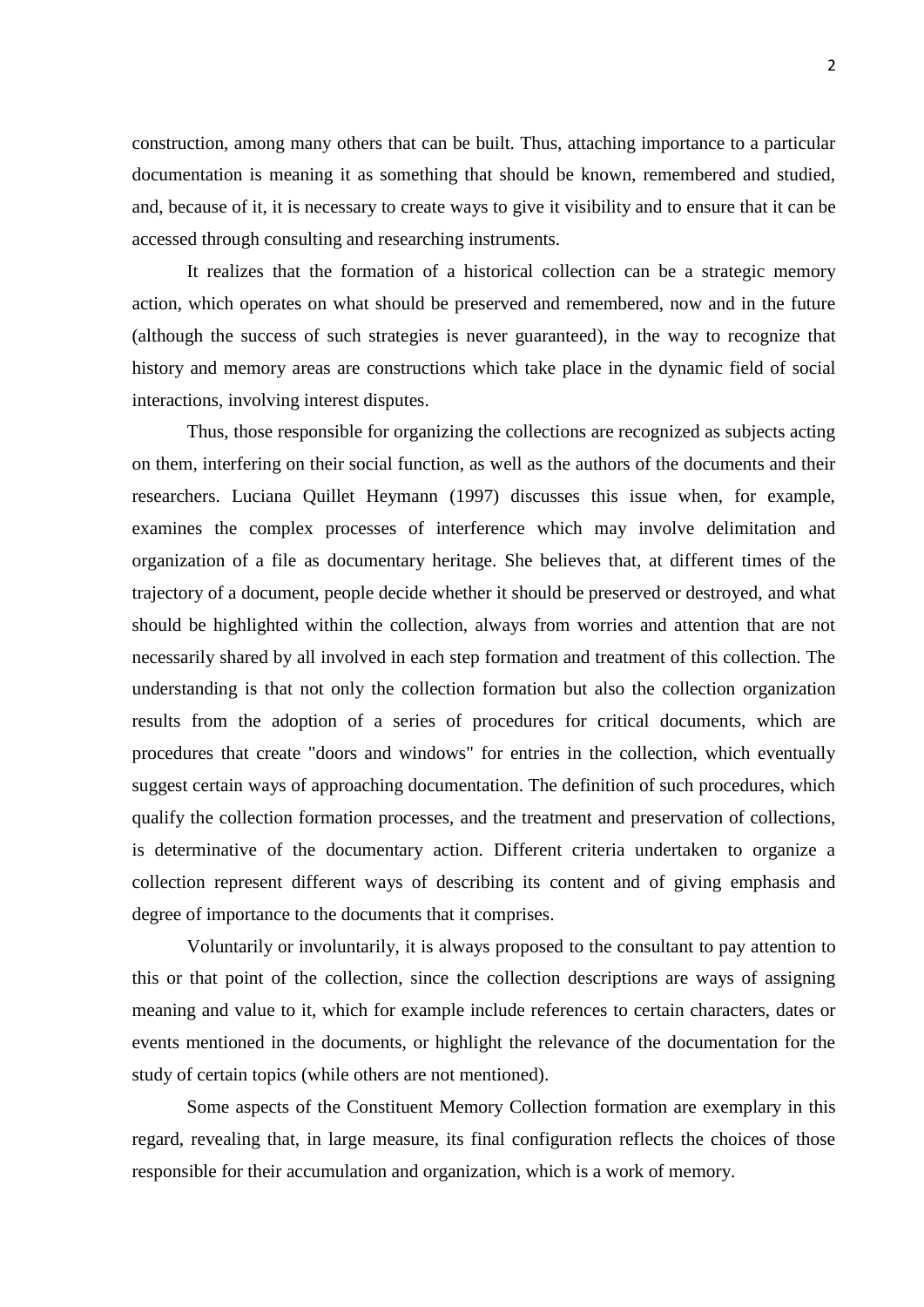construction, among many others that can be built. Thus, attaching importance to a particular documentation is meaning it as something that should be known, remembered and studied, and, because of it, it is necessary to create ways to give it visibility and to ensure that it can be accessed through consulting and researching instruments.

It realizes that the formation of a historical collection can be a strategic memory action, which operates on what should be preserved and remembered, now and in the future (although the success of such strategies is never guaranteed), in the way to recognize that history and memory areas are constructions which take place in the dynamic field of social interactions, involving interest disputes.

Thus, those responsible for organizing the collections are recognized as subjects acting on them, interfering on their social function, as well as the authors of the documents and their researchers. Luciana Quillet Heymann (1997) discusses this issue when, for example, examines the complex processes of interference which may involve delimitation and organization of a file as documentary heritage. She believes that, at different times of the trajectory of a document, people decide whether it should be preserved or destroyed, and what should be highlighted within the collection, always from worries and attention that are not necessarily shared by all involved in each step formation and treatment of this collection. The understanding is that not only the collection formation but also the collection organization results from the adoption of a series of procedures for critical documents, which are procedures that create "doors and windows" for entries in the collection, which eventually suggest certain ways of approaching documentation. The definition of such procedures, which qualify the collection formation processes, and the treatment and preservation of collections, is determinative of the documentary action. Different criteria undertaken to organize a collection represent different ways of describing its content and of giving emphasis and degree of importance to the documents that it comprises.

Voluntarily or involuntarily, it is always proposed to the consultant to pay attention to this or that point of the collection, since the collection descriptions are ways of assigning meaning and value to it, which for example include references to certain characters, dates or events mentioned in the documents, or highlight the relevance of the documentation for the study of certain topics (while others are not mentioned).

Some aspects of the Constituent Memory Collection formation are exemplary in this regard, revealing that, in large measure, its final configuration reflects the choices of those responsible for their accumulation and organization, which is a work of memory.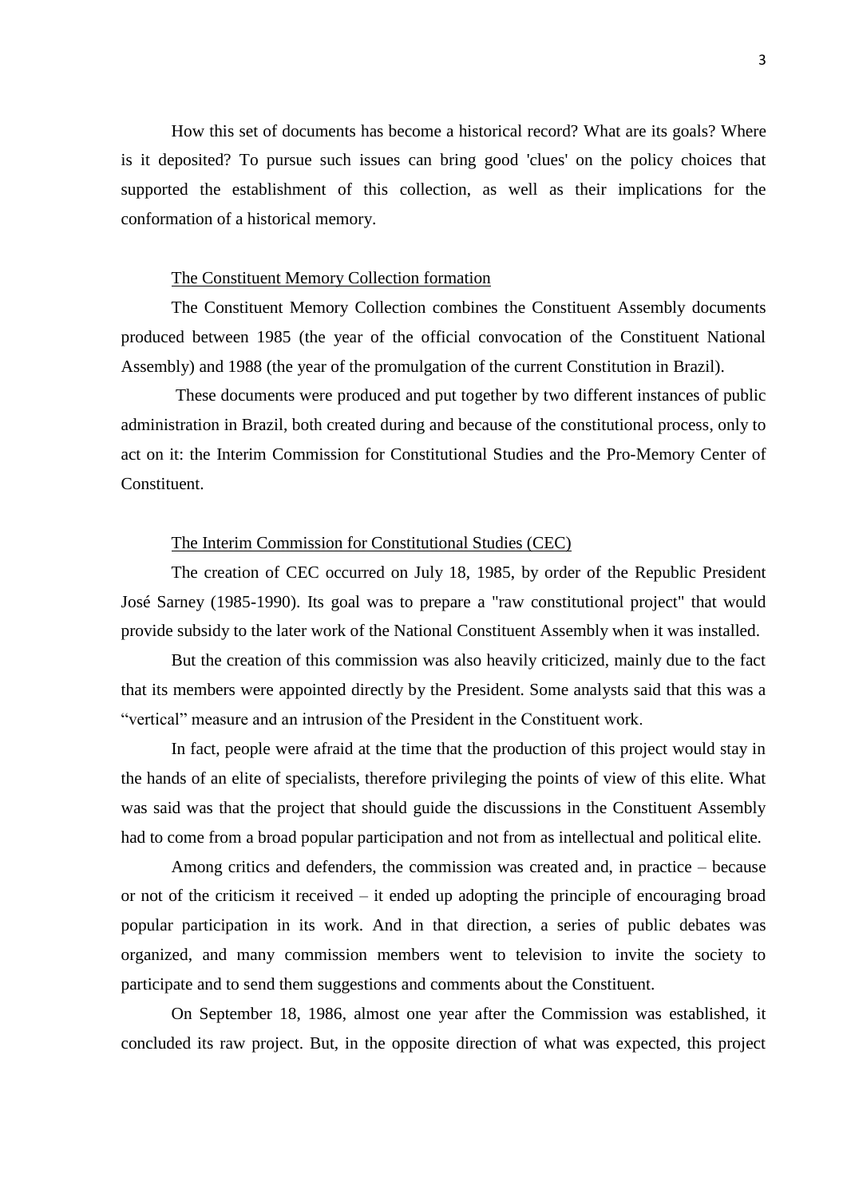How this set of documents has become a historical record? What are its goals? Where is it deposited? To pursue such issues can bring good 'clues' on the policy choices that supported the establishment of this collection, as well as their implications for the conformation of a historical memory.

## The Constituent Memory Collection formation

The Constituent Memory Collection combines the Constituent Assembly documents produced between 1985 (the year of the official convocation of the Constituent National Assembly) and 1988 (the year of the promulgation of the current Constitution in Brazil).

These documents were produced and put together by two different instances of public administration in Brazil, both created during and because of the constitutional process, only to act on it: the Interim Commission for Constitutional Studies and the Pro-Memory Center of Constituent.

## The Interim Commission for Constitutional Studies (CEC)

The creation of CEC occurred on July 18, 1985, by order of the Republic President José Sarney (1985-1990). Its goal was to prepare a "raw constitutional project" that would provide subsidy to the later work of the National Constituent Assembly when it was installed.

But the creation of this commission was also heavily criticized, mainly due to the fact that its members were appointed directly by the President. Some analysts said that this was a “vertical” measure and an intrusion of the President in the Constituent work.

In fact, people were afraid at the time that the production of this project would stay in the hands of an elite of specialists, therefore privileging the points of view of this elite. What was said was that the project that should guide the discussions in the Constituent Assembly had to come from a broad popular participation and not from as intellectual and political elite.

Among critics and defenders, the commission was created and, in practice – because or not of the criticism it received – it ended up adopting the principle of encouraging broad popular participation in its work. And in that direction, a series of public debates was organized, and many commission members went to television to invite the society to participate and to send them suggestions and comments about the Constituent.

On September 18, 1986, almost one year after the Commission was established, it concluded its raw project. But, in the opposite direction of what was expected, this project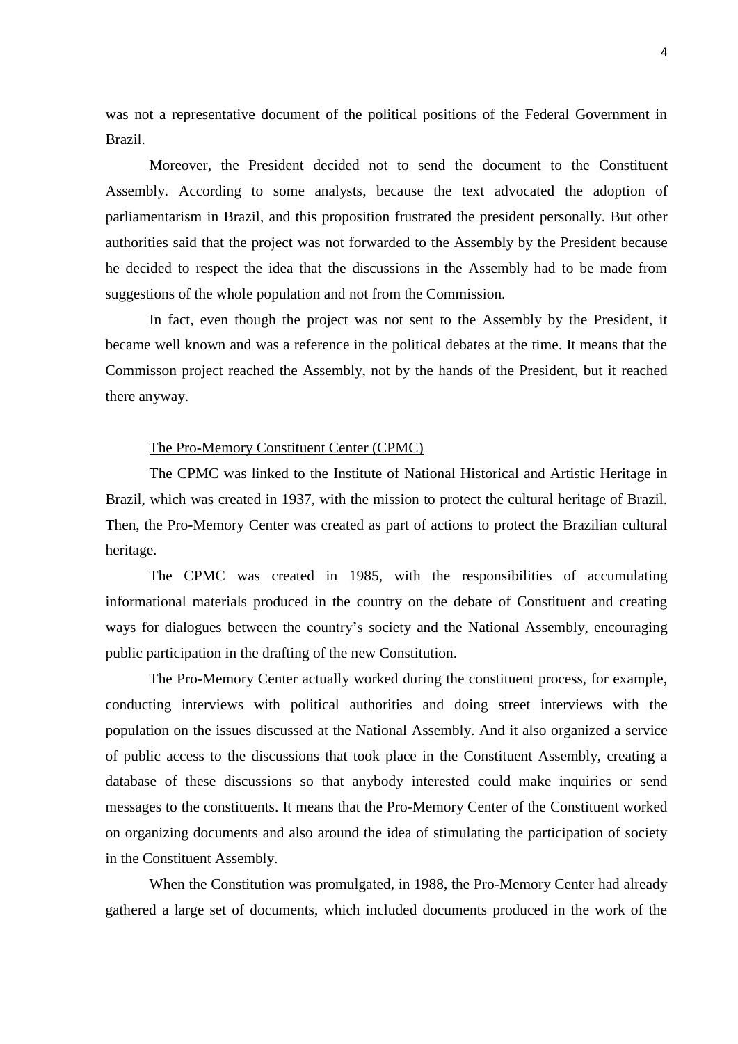was not a representative document of the political positions of the Federal Government in Brazil.

Moreover, the President decided not to send the document to the Constituent Assembly. According to some analysts, because the text advocated the adoption of parliamentarism in Brazil, and this proposition frustrated the president personally. But other authorities said that the project was not forwarded to the Assembly by the President because he decided to respect the idea that the discussions in the Assembly had to be made from suggestions of the whole population and not from the Commission.

In fact, even though the project was not sent to the Assembly by the President, it became well known and was a reference in the political debates at the time. It means that the Commisson project reached the Assembly, not by the hands of the President, but it reached there anyway.

<u>The Pro-Memory Constituent Center (CPMC)</u>

The CPMC was linked to the Institute of National Historical and Artistic Heritage in Brazil, which was created in 1937, with the mission to protect the cultural heritage of Brazil. Then, the Pro-Memory Center was created as part of actions to protect the Brazilian cultural heritage.

The CPMC was created in 1985, with the responsibilities of accumulating informational materials produced in the country on the debate of Constituent and creating ways for dialogues between the country's society and the National Assembly, encouraging public participation in the drafting of the new Constitution.

The Pro-Memory Center actually worked during the constituent process, for example, conducting interviews with political authorities and doing street interviews with the population on the issues discussed at the National Assembly. And it also organized a service of public access to the discussions that took place in the Constituent Assembly, creating a database of these discussions so that anybody interested could make inquiries or send messages to the constituents. It means that the Pro-Memory Center of the Constituent worked on organizing documents and also around the idea of stimulating the participation of society in the Constituent Assembly.

When the Constitution was promulgated, in 1988, the Pro-Memory Center had already gathered a large set of documents, which included documents produced in the work of the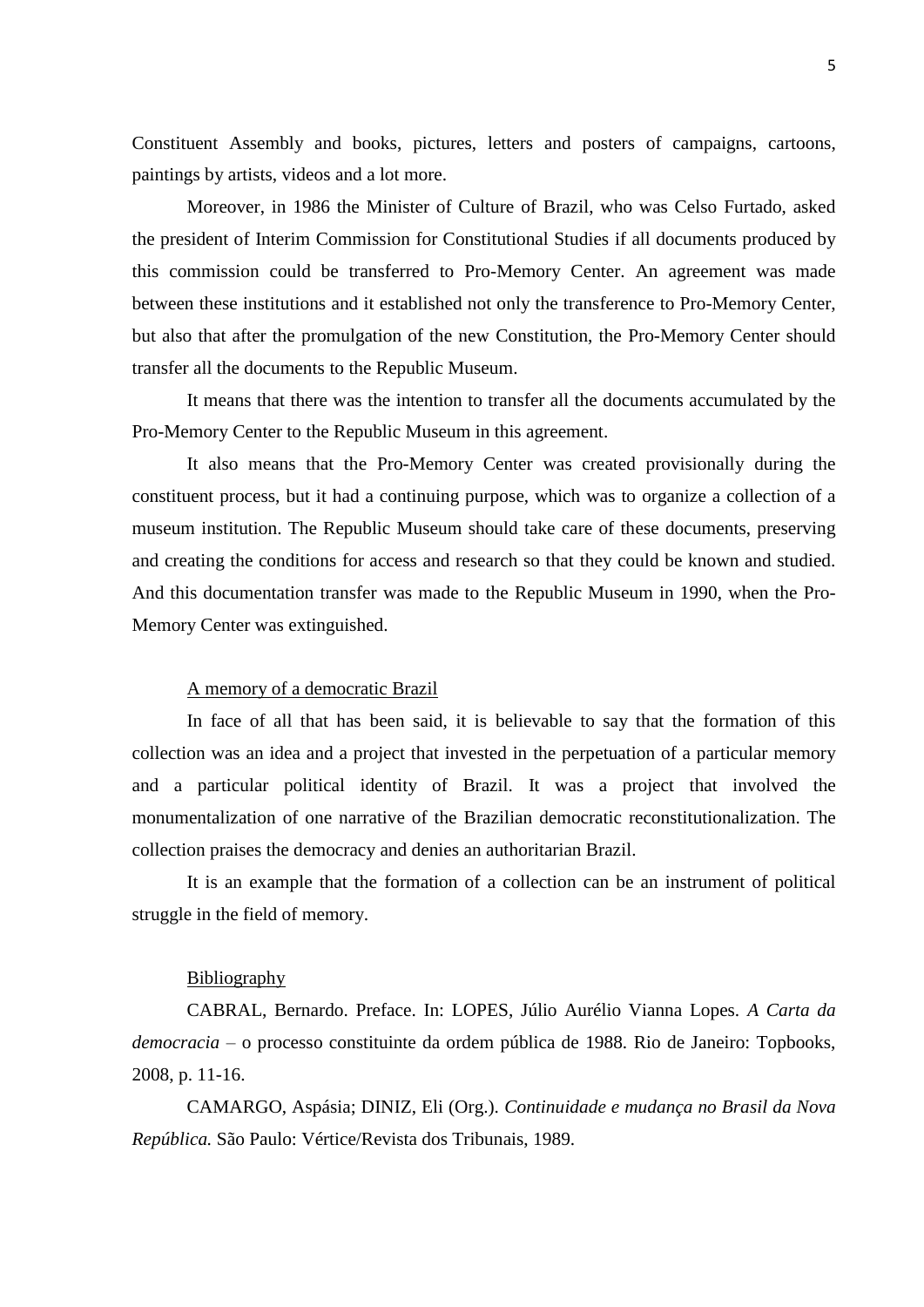Constituent Assembly and books, pictures, letters and posters of campaigns, cartoons, paintings by artists, videos and a lot more.

Moreover, in 1986 the Minister of Culture of Brazil, who was Celso Furtado, asked the president of Interim Commission for Constitutional Studies if all documents produced by this commission could be transferred to Pro-Memory Center. An agreement was made between these institutions and it established not only the transference to Pro-Memory Center, but also that after the promulgation of the new Constitution, the Pro-Memory Center should transfer all the documents to the Republic Museum.

It means that there was the intention to transfer all the documents accumulated by the Pro-Memory Center to the Republic Museum in this agreement.

It also means that the Pro-Memory Center was created provisionally during the constituent process, but it had a continuing purpose, which was to organize a collection of a museum institution. The Republic Museum should take care of these documents, preserving and creating the conditions for access and research so that they could be known and studied. And this documentation transfer was made to the Republic Museum in 1990, when the Pro-Memory Center was extinguished.

## A memory of a democratic Brazil

In face of all that has been said, it is believable to say that the formation of this collection was an idea and a project that invested in the perpetuation of a particular memory and a particular political identity of Brazil. It was a project that involved the monumentalization of one narrative of the Brazilian democratic reconstitutionalization. The collection praises the democracy and denies an authoritarian Brazil.

It is an example that the formation of a collection can be an instrument of political struggle in the field of memory.

## Bibliography

CABRAL, Bernardo. Preface. In: LOPES, Júlio Aurélio Vianna Lopes. *A Carta da democracia* – o processo constituinte da ordem pública de 1988. Rio de Janeiro: Topbooks, 2008, p. 11-16.

CAMARGO, Aspásia; DINIZ, Eli (Org.). *Continuidade e mudança no Brasil da Nova República.* São Paulo: Vértice/Revista dos Tribunais, 1989.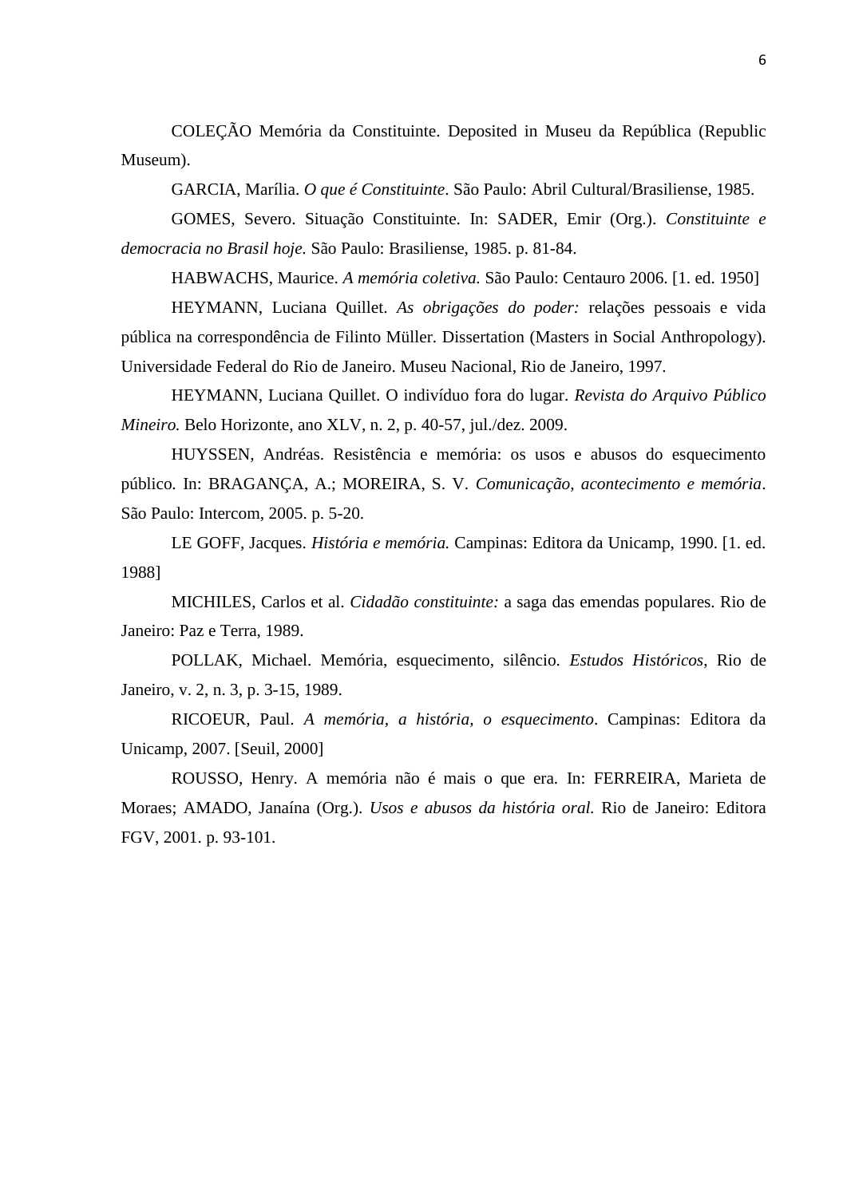COLEÇÃO Memória da Constituinte. Deposited in Museu da República (Republic Museum).

GARCIA, Marília. *O que é Constituinte*. São Paulo: Abril Cultural/Brasiliense, 1985.

GOMES, Severo. Situação Constituinte. In: SADER, Emir (Org.). *Constituinte e democracia no Brasil hoje.* São Paulo: Brasiliense, 1985. p. 81-84.

HABWACHS, Maurice. *A memória coletiva.* São Paulo: Centauro 2006. [1. ed. 1950]

HEYMANN, Luciana Quillet. *As obrigações do poder:* relações pessoais e vida pública na correspondência de Filinto Müller. Dissertation (Masters in Social Anthropology). Universidade Federal do Rio de Janeiro. Museu Nacional, Rio de Janeiro, 1997.

HEYMANN, Luciana Quillet. O indivíduo fora do lugar. *Revista do Arquivo Público Mineiro.* Belo Horizonte, ano XLV, n. 2, p. 40-57, jul./dez. 2009.

HUYSSEN, Andréas. Resistência e memória: os usos e abusos do esquecimento público. In: BRAGANÇA, A.; MOREIRA, S. V. *Comunicação, acontecimento e memória*. São Paulo: Intercom, 2005. p. 5-20.

LE GOFF, Jacques. *História e memória.* Campinas: Editora da Unicamp, 1990. [1. ed. 1988]

MICHILES, Carlos et al. *Cidadão constituinte:* a saga das emendas populares. Rio de Janeiro: Paz e Terra, 1989.

POLLAK, Michael. Memória, esquecimento, silêncio. *Estudos Históricos*, Rio de Janeiro, v. 2, n. 3, p. 3-15, 1989.

RICOEUR, Paul. *A memória, a história, o esquecimento*. Campinas: Editora da Unicamp, 2007. [Seuil, 2000]

ROUSSO, Henry. A memória não é mais o que era. In: FERREIRA, Marieta de Moraes; AMADO, Janaína (Org.). *Usos e abusos da história oral.* Rio de Janeiro: Editora FGV, 2001. p. 93-101.